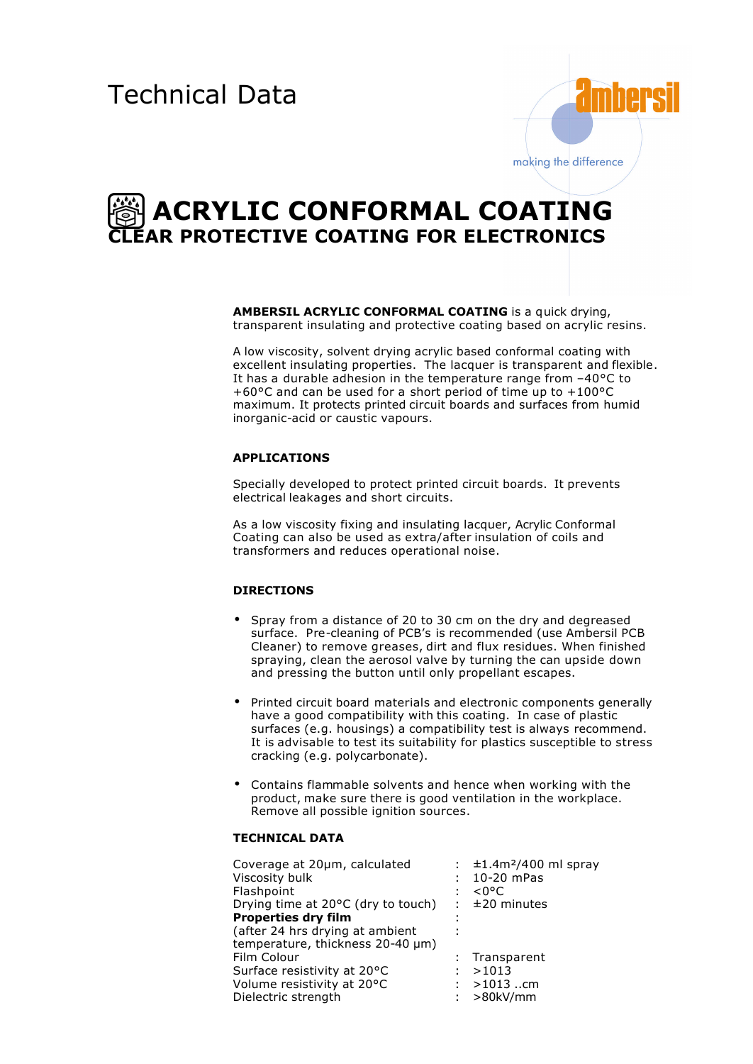Technical Data

ambersil

making the difference

# ACRYLIC CONFORMAL COATING
## CLEAR PROTECTIVE COATING FOR ELECTRONICS

**AMBERSIL ACRYLIC CONFORMAL COATING** is a quick drying, transparent insulating and protective coating based on acrylic resins.

A low viscosity, solvent drying acrylic based conformal coating with excellent insulating properties. The lacquer is transparent and flexible. It has a durable adhesion in the temperature range from –40°C to +60°C and can be used for a short period of time up to +100°C maximum. It protects printed circuit boards and surfaces from humid inorganic-acid or caustic vapours.

### APPLICATIONS

Specially developed to protect printed circuit boards. It prevents electrical leakages and short circuits.

As a low viscosity fixing and insulating lacquer, Acrylic Conformal Coating can also be used as extra/after insulation of coils and transformers and reduces operational noise.

### DIRECTIONS

- Spray from a distance of 20 to 30 cm on the dry and degreased surface. Pre-cleaning of PCB's is recommended (use Ambersil PCB Cleaner) to remove greases, dirt and flux residues. When finished spraying, clean the aerosol valve by turning the can upside down and pressing the button until only propellant escapes.
- Printed circuit board materials and electronic components generally have a good compatibility with this coating. In case of plastic surfaces (e.g. housings) a compatibility test is always recommend. It is advisable to test its suitability for plastics susceptible to stress cracking (e.g. polycarbonate).
- Contains flammable solvents and hence when working with the product, make sure there is good ventilation in the workplace. Remove all possible ignition sources.

### TECHNICAL DATA

| | | |
|---|---|---|
| Coverage at 20µm, calculated | : | ±1.4m²/400 ml spray |
| Viscosity bulk | : | 10-20 mPas |
| Flashpoint | : | <0°C |
| Drying time at 20°C (dry to touch) | : | ±20 minutes |
| **Properties dry film** | : | |
| (after 24 hrs drying at ambient temperature, thickness 20-40 µm) | : | |
| Film Colour | : | Transparent |
| Surface resistivity at 20°C | : | >1013 |
| Volume resistivity at 20°C | : | >1013 ..cm |
| Dielectric strength | : | >80kV/mm |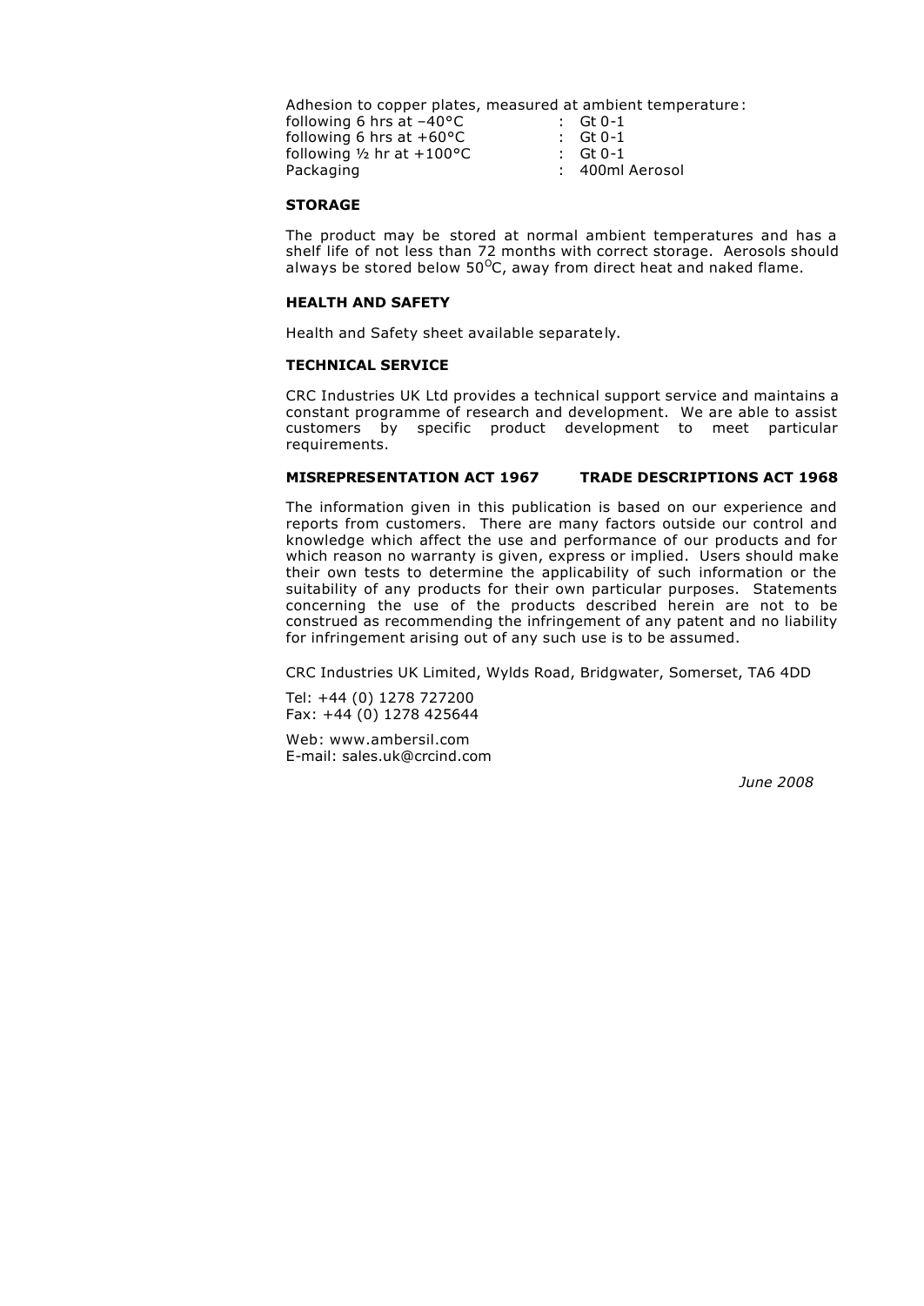Adhesion to copper plates, measured at ambient temperature:

| | | |
|---|---|---|
| following 6 hrs at –40°C | : | Gt 0-1 |
| following 6 hrs at +60°C | : | Gt 0-1 |
| following ½ hr at +100°C | : | Gt 0-1 |
| Packaging | : | 400ml Aerosol |

**STORAGE**

The product may be stored at normal ambient temperatures and has a shelf life of not less than 72 months with correct storage. Aerosols should always be stored below 50$^{O}$C, away from direct heat and naked flame.

**HEALTH AND SAFETY**

Health and Safety sheet available separately.

**TECHNICAL SERVICE**

CRC Industries UK Ltd provides a technical support service and maintains a constant programme of research and development. We are able to assist customers by specific product development to meet particular requirements.

**MISREPRESENTATION ACT 1967 TRADE DESCRIPTIONS ACT 1968**

The information given in this publication is based on our experience and reports from customers. There are many factors outside our control and knowledge which affect the use and performance of our products and for which reason no warranty is given, express or implied. Users should make their own tests to determine the applicability of such information or the suitability of any products for their own particular purposes. Statements concerning the use of the products described herein are not to be construed as recommending the infringement of any patent and no liability for infringement arising out of any such use is to be assumed.

CRC Industries UK Limited, Wylds Road, Bridgwater, Somerset, TA6 4DD

Tel: +44 (0) 1278 727200
Fax: +44 (0) 1278 425644

Web: www.ambersil.com
E-mail: sales.uk@crcind.com

*June 2008*